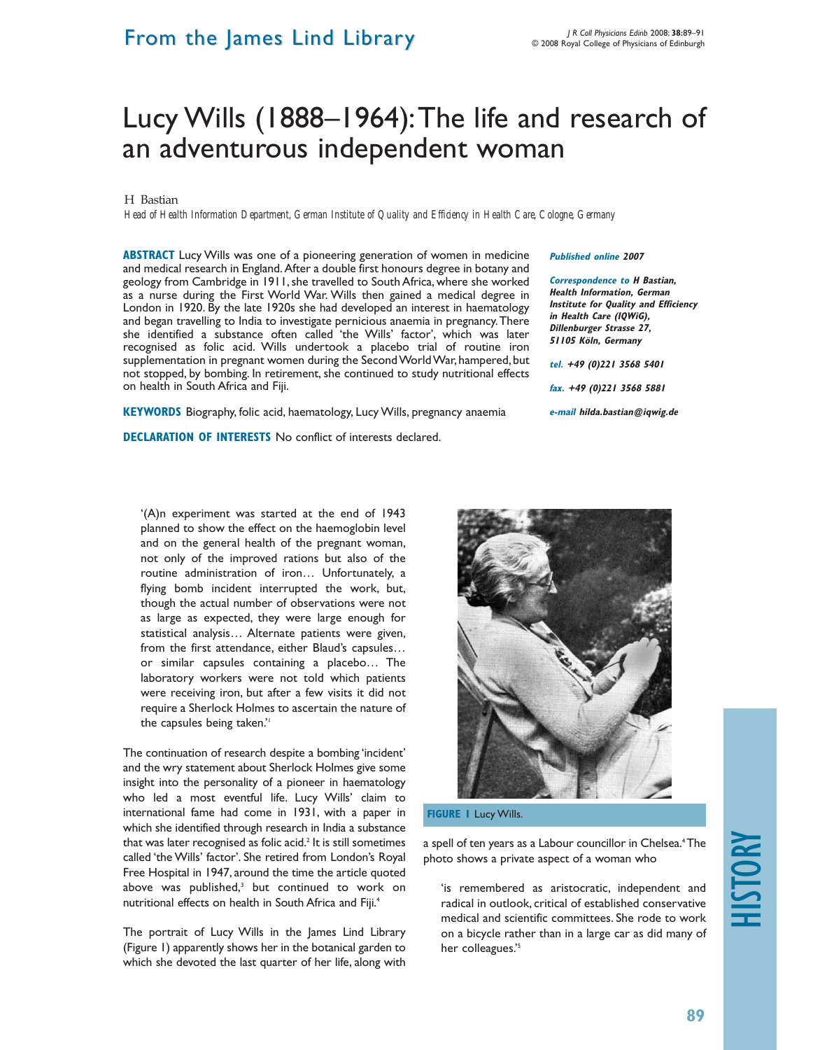From the James Lind Library

# Lucy Wills (1888–1964): The life and research of an adventurous independent woman

H Bastian

*Head of Health Information Department, German Institute of Quality and Efficiency in Health Care, Cologne, Germany*

**ABSTRACT** Lucy Wills was one of a pioneering generation of women in medicine and medical research in England. After a double first honours degree in botany and geology from Cambridge in 1911, she travelled to South Africa, where she worked as a nurse during the First World War. Wills then gained a medical degree in London in 1920. By the late 1920s she had developed an interest in haematology and began travelling to India to investigate pernicious anaemia in pregnancy. There she identified a substance often called 'the Wills' factor', which was later recognised as folic acid. Wills undertook a placebo trial of routine iron supplementation in pregnant women during the Second World War, hampered, but not stopped, by bombing. In retirement, she continued to study nutritional effects on health in South Africa and Fiji.

**KEYWORDS** Biography, folic acid, haematology, Lucy Wills, pregnancy anaemia

**DECLARATION OF INTERESTS** No conflict of interests declared.

***Published online 2007***

***Correspondence to H Bastian, Health Information, German Institute for Quality and Efficiency in Health Care (IQWiG), Dillenburger Strasse 27, 51105 Köln, Germany***

***tel. +49 (0)221 3568 5401***

***fax. +49 (0)221 3568 5881***

***e-mail hilda.bastian@iqwig.de***

> '(A)n experiment was started at the end of 1943 planned to show the effect on the haemoglobin level and on the general health of the pregnant woman, not only of the improved rations but also of the routine administration of iron… Unfortunately, a flying bomb incident interrupted the work, but, though the actual number of observations were not as large as expected, they were large enough for statistical analysis… Alternate patients were given, from the first attendance, either Blaud's capsules… or similar capsules containing a placebo… The laboratory workers were not told which patients were receiving iron, but after a few visits it did not require a Sherlock Holmes to ascertain the nature of the capsules being taken.'[1]

The continuation of research despite a bombing 'incident' and the wry statement about Sherlock Holmes give some insight into the personality of a pioneer in haematology who led a most eventful life. Lucy Wills' claim to international fame had come in 1931, with a paper in which she identified through research in India a substance that was later recognised as folic acid.[2] It is still sometimes called 'the Wills' factor'. She retired from London's Royal Free Hospital in 1947, around the time the article quoted above was published,[3] but continued to work on nutritional effects on health in South Africa and Fiji.[4]

The portrait of Lucy Wills in the James Lind Library (Figure 1) apparently shows her in the botanical garden to which she devoted the last quarter of her life, along with a spell of ten years as a Labour councillor in Chelsea.[4] The photo shows a private aspect of a woman who

> 'is remembered as aristocratic, independent and radical in outlook, critical of established conservative medical and scientific committees. She rode to work on a bicycle rather than in a large car as did many of her colleagues.'[5]

**FIGURE 1** Lucy Wills.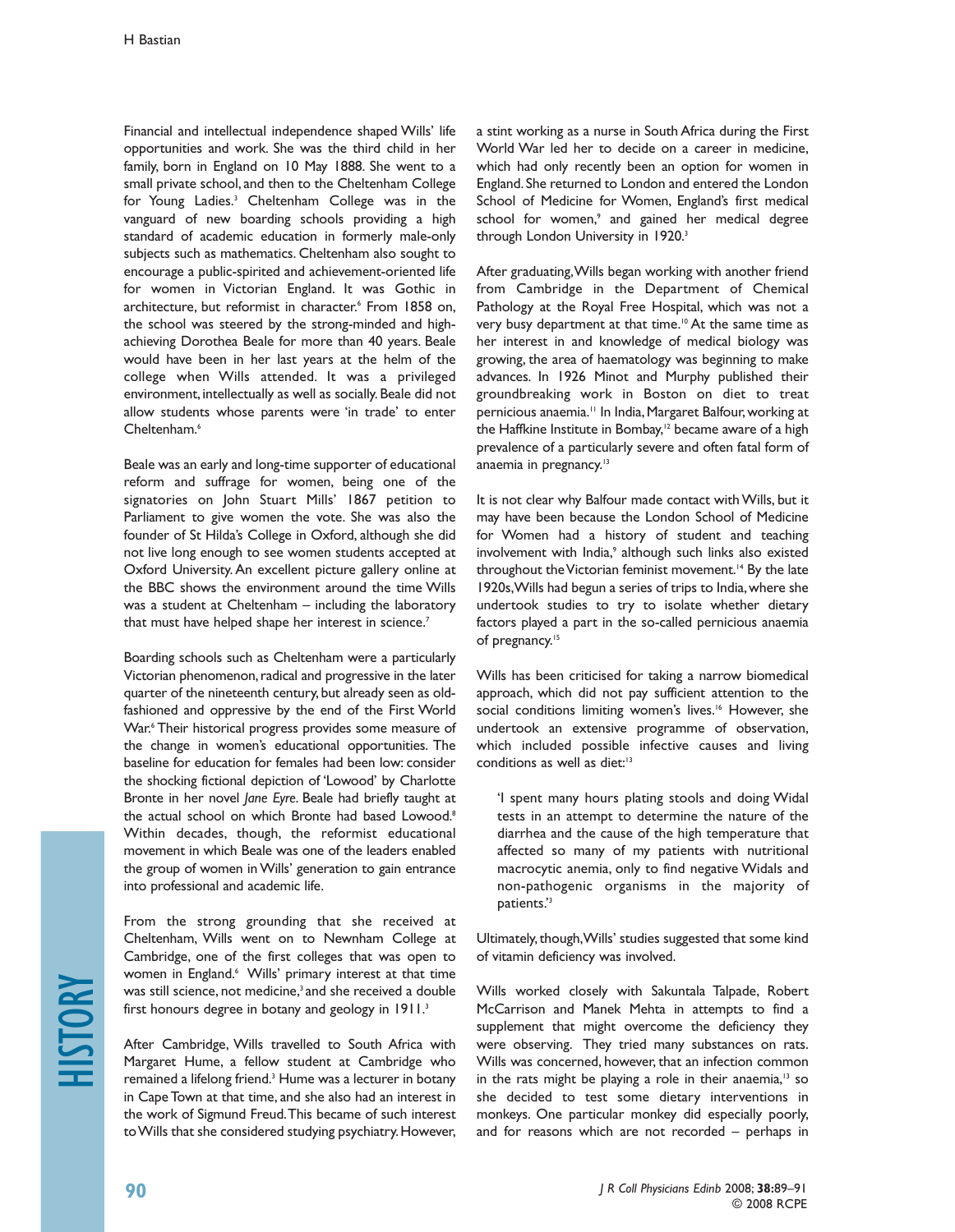Financial and intellectual independence shaped Wills' life opportunities and work. She was the third child in her family, born in England on 10 May 1888. She went to a small private school, and then to the Cheltenham College for Young Ladies.[3] Cheltenham College was in the vanguard of new boarding schools providing a high standard of academic education in formerly male-only subjects such as mathematics. Cheltenham also sought to encourage a public-spirited and achievement-oriented life for women in Victorian England. It was Gothic in architecture, but reformist in character.[6] From 1858 on, the school was steered by the strong-minded and high-achieving Dorothea Beale for more than 40 years. Beale would have been in her last years at the helm of the college when Wills attended. It was a privileged environment, intellectually as well as socially. Beale did not allow students whose parents were 'in trade' to enter Cheltenham.[6]

Beale was an early and long-time supporter of educational reform and suffrage for women, being one of the signatories on John Stuart Mills' 1867 petition to Parliament to give women the vote. She was also the founder of St Hilda's College in Oxford, although she did not live long enough to see women students accepted at Oxford University. An excellent picture gallery online at the BBC shows the environment around the time Wills was a student at Cheltenham – including the laboratory that must have helped shape her interest in science.[7]

Boarding schools such as Cheltenham were a particularly Victorian phenomenon, radical and progressive in the later quarter of the nineteenth century, but already seen as old-fashioned and oppressive by the end of the First World War.[6] Their historical progress provides some measure of the change in women's educational opportunities. The baseline for education for females had been low: consider the shocking fictional depiction of 'Lowood' by Charlotte Bronte in her novel *Jane Eyre*. Beale had briefly taught at the actual school on which Bronte had based Lowood.[8] Within decades, though, the reformist educational movement in which Beale was one of the leaders enabled the group of women in Wills' generation to gain entrance into professional and academic life.

From the strong grounding that she received at Cheltenham, Wills went on to Newnham College at Cambridge, one of the first colleges that was open to women in England.[6] Wills' primary interest at that time was still science, not medicine,[3] and she received a double first honours degree in botany and geology in 1911.[3]

After Cambridge, Wills travelled to South Africa with Margaret Hume, a fellow student at Cambridge who remained a lifelong friend.[3] Hume was a lecturer in botany in Cape Town at that time, and she also had an interest in the work of Sigmund Freud. This became of such interest to Wills that she considered studying psychiatry. However, a stint working as a nurse in South Africa during the First World War led her to decide on a career in medicine, which had only recently been an option for women in England. She returned to London and entered the London School of Medicine for Women, England's first medical school for women,[9] and gained her medical degree through London University in 1920.[3]

After graduating, Wills began working with another friend from Cambridge in the Department of Chemical Pathology at the Royal Free Hospital, which was not a very busy department at that time.[10] At the same time as her interest in and knowledge of medical biology was growing, the area of haematology was beginning to make advances. In 1926 Minot and Murphy published their groundbreaking work in Boston on diet to treat pernicious anaemia.[11] In India, Margaret Balfour, working at the Haffkine Institute in Bombay,[12] became aware of a high prevalence of a particularly severe and often fatal form of anaemia in pregnancy.[13]

It is not clear why Balfour made contact with Wills, but it may have been because the London School of Medicine for Women had a history of student and teaching involvement with India,[9] although such links also existed throughout the Victorian feminist movement.[14] By the late 1920s, Wills had begun a series of trips to India, where she undertook studies to try to isolate whether dietary factors played a part in the so-called pernicious anaemia of pregnancy.[15]

Wills has been criticised for taking a narrow biomedical approach, which did not pay sufficient attention to the social conditions limiting women's lives.[16] However, she undertook an extensive programme of observation, which included possible infective causes and living conditions as well as diet:[13]

> 'I spent many hours plating stools and doing Widal tests in an attempt to determine the nature of the diarrhea and the cause of the high temperature that affected so many of my patients with nutritional macrocytic anemia, only to find negative Widals and non-pathogenic organisms in the majority of patients.'[3]

Ultimately, though, Wills' studies suggested that some kind of vitamin deficiency was involved.

Wills worked closely with Sakuntala Talpade, Robert McCarrison and Manek Mehta in attempts to find a supplement that might overcome the deficiency they were observing. They tried many substances on rats. Wills was concerned, however, that an infection common in the rats might be playing a role in their anaemia,[13] so she decided to test some dietary interventions in monkeys. One particular monkey did especially poorly, and for reasons which are not recorded – perhaps in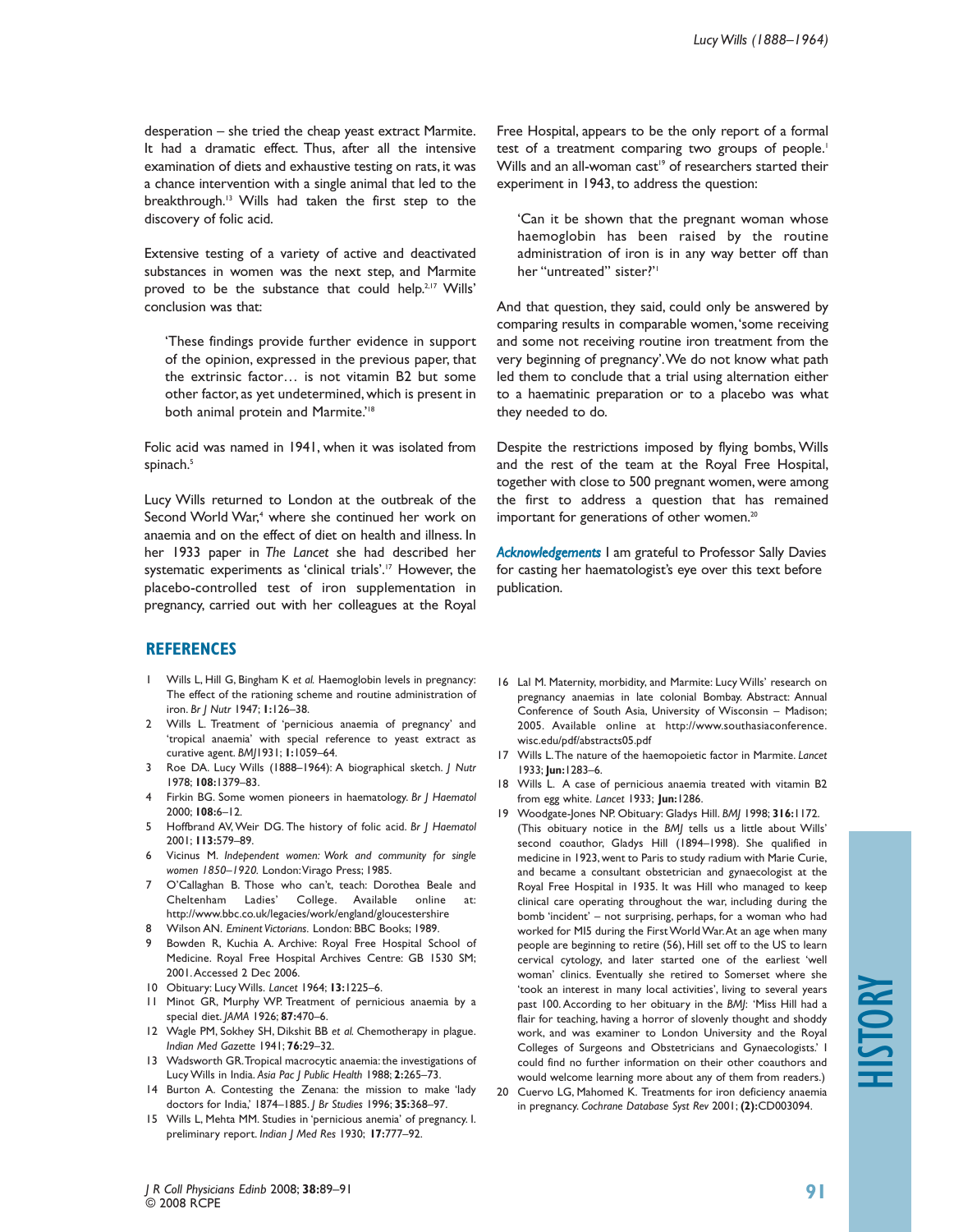desperation – she tried the cheap yeast extract Marmite. It had a dramatic effect. Thus, after all the intensive examination of diets and exhaustive testing on rats, it was a chance intervention with a single animal that led to the breakthrough.[13] Wills had taken the first step to the discovery of folic acid.

Extensive testing of a variety of active and deactivated substances in women was the next step, and Marmite proved to be the substance that could help.[2,17] Wills' conclusion was that:

> 'These findings provide further evidence in support of the opinion, expressed in the previous paper, that the extrinsic factor… is not vitamin B2 but some other factor, as yet undetermined, which is present in both animal protein and Marmite.'[18]

Folic acid was named in 1941, when it was isolated from spinach.[5]

Lucy Wills returned to London at the outbreak of the Second World War,[4] where she continued her work on anaemia and on the effect of diet on health and illness. In her 1933 paper in *The Lancet* she had described her systematic experiments as 'clinical trials'.[17] However, the placebo-controlled test of iron supplementation in pregnancy, carried out with her colleagues at the Royal Free Hospital, appears to be the only report of a formal test of a treatment comparing two groups of people.[1] Wills and an all-woman cast[19] of researchers started their experiment in 1943, to address the question:

> 'Can it be shown that the pregnant woman whose haemoglobin has been raised by the routine administration of iron is in any way better off than her "untreated" sister?'[1]

And that question, they said, could only be answered by comparing results in comparable women, 'some receiving and some not receiving routine iron treatment from the very beginning of pregnancy'. We do not know what path led them to conclude that a trial using alternation either to a haematinic preparation or to a placebo was what they needed to do.

Despite the restrictions imposed by flying bombs, Wills and the rest of the team at the Royal Free Hospital, together with close to 500 pregnant women, were among the first to address a question that has remained important for generations of other women.[20]

*Acknowledgements* I am grateful to Professor Sally Davies for casting her haematologist's eye over this text before publication.

## REFERENCES

1. Wills L, Hill G, Bingham K *et al.* Haemoglobin levels in pregnancy: The effect of the rationing scheme and routine administration of iron. *Br J Nutr* 1947; **1:**126–38.
2. Wills L. Treatment of 'pernicious anaemia of pregnancy' and 'tropical anaemia' with special reference to yeast extract as curative agent. *BMJ* 1931; **1:**1059–64.
3. Roe DA. Lucy Wills (1888–1964): A biographical sketch. *J Nutr* 1978; **108:**1379–83.
4. Firkin BG. Some women pioneers in haematology. *Br J Haematol* 2000; **108:**6–12.
5. Hoffbrand AV, Weir DG. The history of folic acid. *Br J Haematol* 2001; **113:**579–89.
6. Vicinus M. *Independent women: Work and community for single women 1850–1920.* London: Virago Press; 1985.
7. O'Callaghan B. Those who can't, teach: Dorothea Beale and Cheltenham Ladies' College. Available online at: http://www.bbc.co.uk/legacies/work/england/gloucestershire
8. Wilson AN. *Eminent Victorians.* London: BBC Books; 1989.
9. Bowden R, Kuchia A. Archive: Royal Free Hospital School of Medicine. Royal Free Hospital Archives Centre: GB 1530 SM; 2001. Accessed 2 Dec 2006.
10. Obituary: Lucy Wills. *Lancet* 1964; **13:**1225–6.
11. Minot GR, Murphy WP. Treatment of pernicious anaemia by a special diet. *JAMA* 1926; **87:**470–6.
12. Wagle PM, Sokhey SH, Dikshit BB *et al.* Chemotherapy in plague. *Indian Med Gazette* 1941; **76:**29–32.
13. Wadsworth GR. Tropical macrocytic anaemia: the investigations of Lucy Wills in India. *Asia Pac J Public Health* 1988; **2:**265–73.
14. Burton A. Contesting the Zenana: the mission to make 'lady doctors for India,' 1874–1885. *J Br Studies* 1996; **35:**368–97.
15. Wills L, Mehta MM. Studies in 'pernicious anemia' of pregnancy. I. preliminary report. *Indian J Med Res* 1930; **17:**777–92.
16. Lal M. Maternity, morbidity, and Marmite: Lucy Wills' research on pregnancy anaemias in late colonial Bombay. Abstract: Annual Conference of South Asia, University of Wisconsin – Madison; 2005. Available online at http://www.southasiaconference.wisc.edu/pdf/abstracts05.pdf
17. Wills L. The nature of the haemopoietic factor in Marmite. *Lancet* 1933; **Jun:**1283–6.
18. Wills L. A case of pernicious anaemia treated with vitamin B2 from egg white. *Lancet* 1933; **Jun:**1286.
19. Woodgate-Jones NP. Obituary: Gladys Hill. *BMJ* 1998; **316:**1172. (This obituary notice in the *BMJ* tells us a little about Wills' second coauthor, Gladys Hill (1894–1998). She qualified in medicine in 1923, went to Paris to study radium with Marie Curie, and became a consultant obstetrician and gynaecologist at the Royal Free Hospital in 1935. It was Hill who managed to keep clinical care operating throughout the war, including during the bomb 'incident' – not surprising, perhaps, for a woman who had worked for MI5 during the First World War. At an age when many people are beginning to retire (56), Hill set off to the US to learn cervical cytology, and later started one of the earliest 'well woman' clinics. Eventually she retired to Somerset where she 'took an interest in many local activities', living to several years past 100. According to her obituary in the *BMJ*: 'Miss Hill had a flair for teaching, having a horror of slovenly thought and shoddy work, and was examiner to London University and the Royal Colleges of Surgeons and Obstetricians and Gynaecologists.' I could find no further information on their other coauthors and would welcome learning more about any of them from readers.)
20. Cuervo LG, Mahomed K. Treatments for iron deficiency anaemia in pregnancy. *Cochrane Database Syst Rev* 2001; **(2):**CD003094.